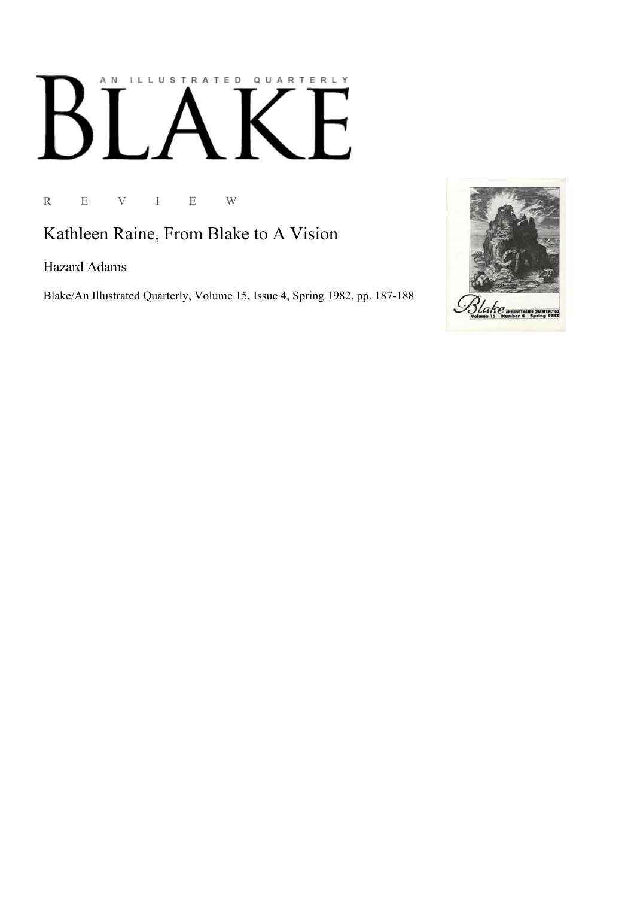# AN ILLUSTRATED QUARTERLY BLAKE

R E V I E W

## Kathleen Raine, From Blake to A Vision

Hazard Adams

Blake/An Illustrated Quarterly, Volume 15, Issue 4, Spring 1982, pp. 187-188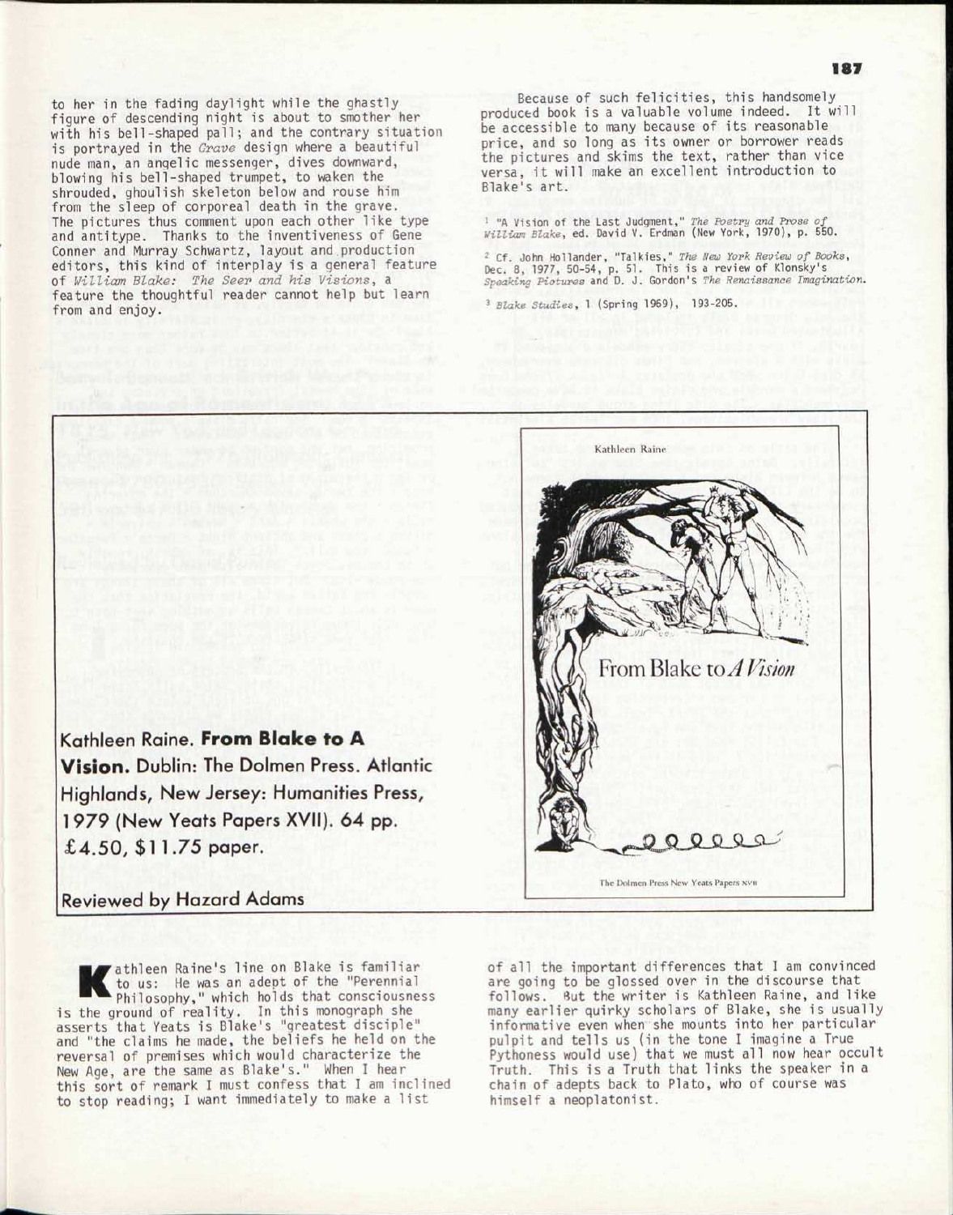to her in the fading daylight while the ghastly figure of descending night is about to smother her with his bell-shaped pall; and the contrary situation is portrayed in the *Grave* design where a beautiful nude man, an angelic messenger, dives downward, blowing his bell-shaped trumpet, to waken the shrouded, ghoulish skeleton below and rouse him from the sleep of corporeal death in the grave. The pictures thus comment upon each other like type and antitype. Thanks to the inventiveness of Gene Conner and Murray Schwartz, layout and production editors, this kind of interplay is a general feature of *William Blake: The Seer and his Visions*, a feature the thoughtful reader cannot help but learn from and enjoy.

Because of such felicities, this handsomely produced book is a valuable volume indeed. It will be accessible to many because of its reasonable price, and so long as its owner or borrower reads the pictures and skims the text, rather than vice versa, it will make an excellent introduction to Blake's art.

[1] "A Vision of the Last Judgment," *The Poetry and Prose of William Blake*, ed. David V. Erdman (New York, 1970), p. 550.

[2] Cf. John Hollander, "Talkies," *The New York Review of Books*, Dec. 8, 1977, 50-54, p. 51. This is a review of Klonsky's *Speaking Pictures* and D. J. Gordon's *The Renaissance Imagination*.

[3] *Blake Studies*, 1 (Spring 1969), 193-205.

Kathleen Raine. **From Blake to A Vision.** Dublin: The Dolmen Press. Atlantic Highlands, New Jersey: Humanities Press, 1979 (New Yeats Papers XVII). 64 pp. £4.50, $11.75 paper.

Reviewed by Hazard Adams

Kathleen Raine

From Blake to *A Vision*

The Dolmen Press New Yeats Papers XVII

Kathleen Raine's line on Blake is familiar to us: He was an adept of the "Perennial Philosophy," which holds that consciousness is the ground of reality. In this monograph she asserts that Yeats is Blake's "greatest disciple" and "the claims he made, the beliefs he held on the reversal of premises which would characterize the New Age, are the same as Blake's." When I hear this sort of remark I must confess that I am inclined to stop reading; I want immediately to make a list of all the important differences that I am convinced are going to be glossed over in the discourse that follows. But the writer is Kathleen Raine, and like many earlier quirky scholars of Blake, she is usually informative even when she mounts into her particular pulpit and tells us (in the tone I imagine a True Pythoness would use) that we must all now hear occult Truth. This is a Truth that links the speaker in a chain of adepts back to Plato, who of course was himself a neoplatonist.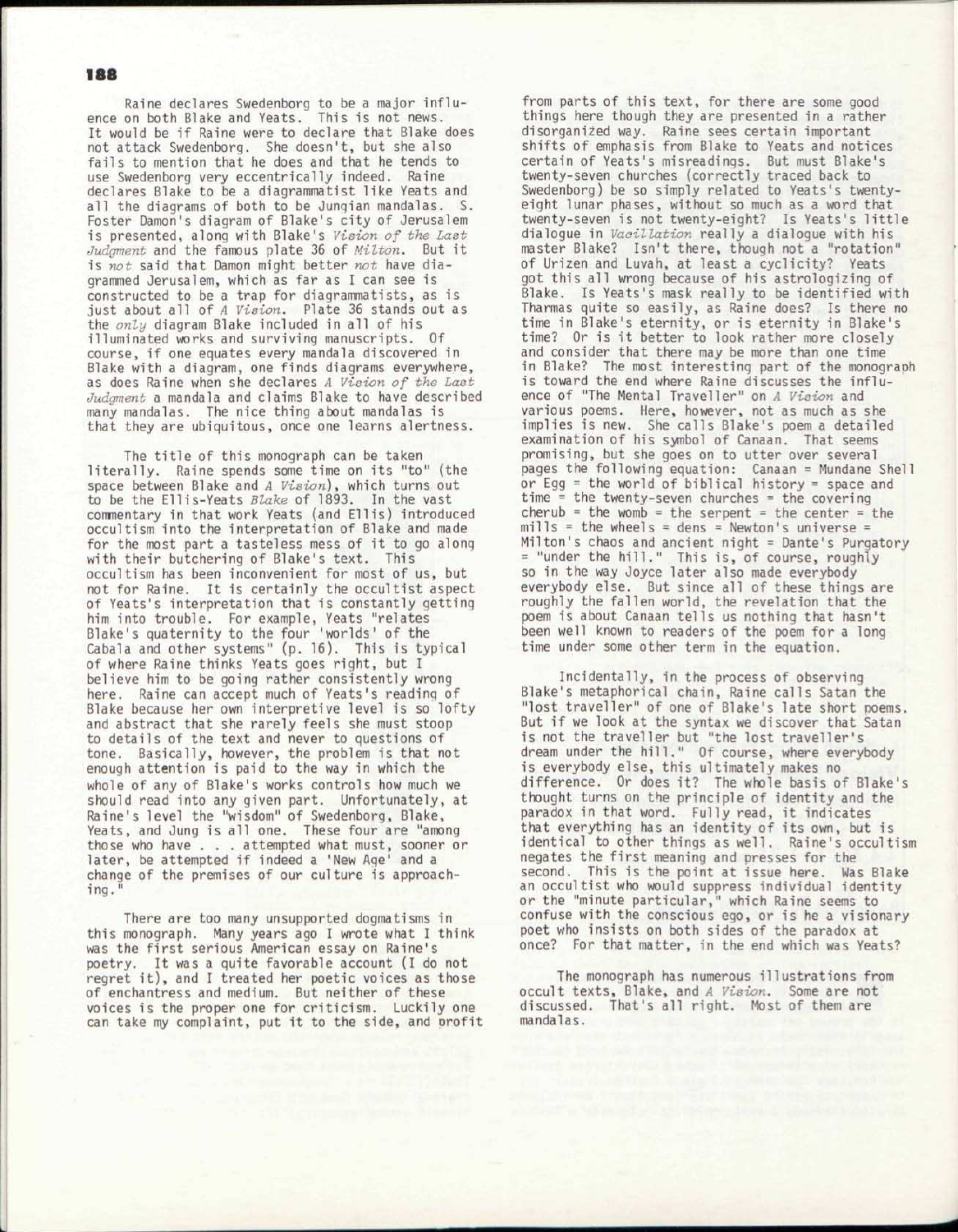Raine declares Swedenborg to be a major influence on both Blake and Yeats. This is not news. It would be if Raine were to declare that Blake does not attack Swedenborg. She doesn't, but she also fails to mention that he does and that he tends to use Swedenborg very eccentrically indeed. Raine declares Blake to be a diagrammatist like Yeats and all the diagrams of both to be Jungian mandalas. S. Foster Damon's diagram of Blake's city of Jerusalem is presented, along with Blake's *Vision of the Last Judgment* and the famous plate 36 of *Milton*. But it is *not* said that Damon might better *not* have diagrammed Jerusalem, which as far as I can see is constructed to be a trap for diagrammatists, as is just about all of *A Vision*. Plate 36 stands out as the *only* diagram Blake included in all of his illuminated works and surviving manuscripts. Of course, if one equates every mandala discovered in Blake with a diagram, one finds diagrams everywhere, as does Raine when she declares *A Vision of the Last Judgment* a mandala and claims Blake to have described many mandalas. The nice thing about mandalas is that they are ubiquitous, once one learns alertness.

The title of this monograph can be taken literally. Raine spends some time on its "to" (the space between Blake and *A Vision*), which turns out to be the Ellis-Yeats *Blake* of 1893. In the vast commentary in that work Yeats (and Ellis) introduced occultism into the interpretation of Blake and made for the most part a tasteless mess of it to go along with their butchering of Blake's text. This occultism has been inconvenient for most of us, but not for Raine. It is certainly the occultist aspect of Yeats's interpretation that is constantly getting him into trouble. For example, Yeats "relates Blake's quaternity to the four 'worlds' of the Cabala and other systems" (p. 16). This is typical of where Raine thinks Yeats goes right, but I believe him to be going rather consistently wrong here. Raine can accept much of Yeats's reading of Blake because her own interpretive level is so lofty and abstract that she rarely feels she must stoop to details of the text and never to questions of tone. Basically, however, the problem is that not enough attention is paid to the way in which the whole of any of Blake's works controls how much we should read into any given part. Unfortunately, at Raine's level the "wisdom" of Swedenborg, Blake, Yeats, and Jung is all one. These four are "among those who have . . . attempted what must, sooner or later, be attempted if indeed a 'New Age' and a change of the premises of our culture is approaching."

There are too many unsupported dogmatisms in this monograph. Many years ago I wrote what I think was the first serious American essay on Raine's poetry. It was a quite favorable account (I do not regret it), and I treated her poetic voices as those of enchantress and medium. But neither of these voices is the proper one for criticism. Luckily one can take my complaint, put it to the side, and profit from parts of this text, for there are some good things here though they are presented in a rather disorganized way. Raine sees certain important shifts of emphasis from Blake to Yeats and notices certain of Yeats's misreadings. But must Blake's twenty-seven churches (correctly traced back to Swedenborg) be so simply related to Yeats's twenty-eight lunar phases, without so much as a word that twenty-seven is not twenty-eight? Is Yeats's little dialogue in *Vacillation* really a dialogue with his master Blake? Isn't there, though not a "rotation" of Urizen and Luvah, at least a cyclicity? Yeats got this all wrong because of his astrologizing of Blake. Is Yeats's mask really to be identified with Tharmas quite so easily, as Raine does? Is there no time in Blake's eternity, or is eternity in Blake's time? Or is it better to look rather more closely and consider that there may be more than one time in Blake? The most interesting part of the monograph is toward the end where Raine discusses the influence of "The Mental Traveller" on *A Vision* and various poems. Here, however, not as much as she implies is new. She calls Blake's poem a detailed examination of his symbol of Canaan. That seems promising, but she goes on to utter over several pages the following equation: Canaan = Mundane Shell or Egg = the world of biblical history = space and time = the twenty-seven churches = the covering cherub = the womb = the serpent = the center = the mills = the wheels = dens = Newton's universe = Milton's chaos and ancient night = Dante's Purgatory = "under the hill." This is, of course, roughly so in the way Joyce later also made everybody everybody else. But since all of these things are roughly the fallen world, the revelation that the poem is about Canaan tells us nothing that hasn't been well known to readers of the poem for a long time under some other term in the equation.

Incidentally, in the process of observing Blake's metaphorical chain, Raine calls Satan the "lost traveller" of one of Blake's late short poems. But if we look at the syntax we discover that Satan is not the traveller but "the lost traveller's dream under the hill." Of course, where everybody is everybody else, this ultimately makes no difference. Or does it? The whole basis of Blake's thought turns on the principle of identity and the paradox in that word. Fully read, it indicates that everything has an identity of its own, but is identical to other things as well. Raine's occultism negates the first meaning and presses for the second. This is the point at issue here. Was Blake an occultist who would suppress individual identity or the "minute particular," which Raine seems to confuse with the conscious ego, or is he a visionary poet who insists on both sides of the paradox at once? For that matter, in the end which was Yeats?

The monograph has numerous illustrations from occult texts, Blake, and *A Vision*. Some are not discussed. That's all right. Most of them are mandalas.